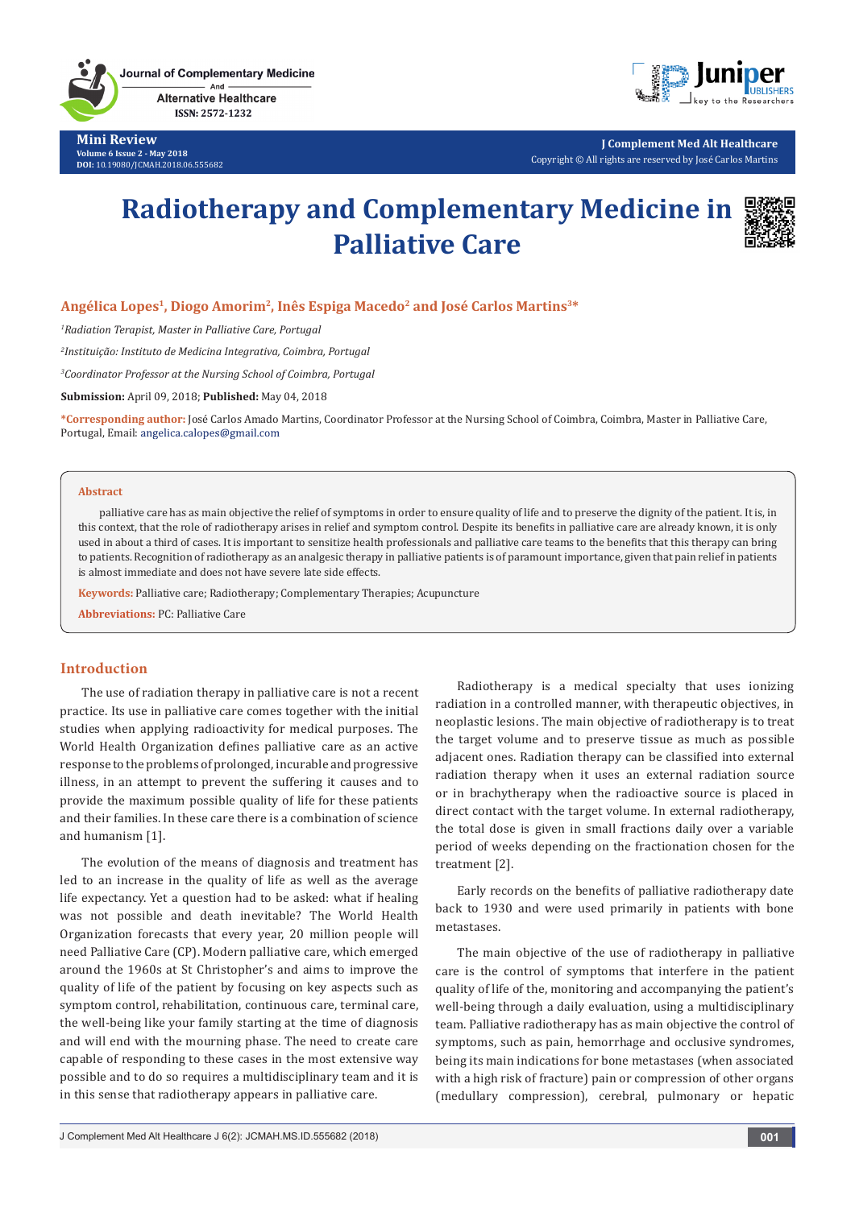Mini Review

# Radiotherapy and Complementary Medicine in Palliative Care

**Angélica Lopes[1], Diogo Amorim[2], Inês Espiga Macedo[2] and José Carlos Martins[3]***

*[1]Radiation Terapist, Master in Palliative Care, Portugal*

*[2]Instituição: Instituto de Medicina Integrativa, Coimbra, Portugal*

*[3]Coordinator Professor at the Nursing School of Coimbra, Portugal*

**Submission:** April 09, 2018; **Published:** May 04, 2018

***Corresponding author:** José Carlos Amado Martins, Coordinator Professor at the Nursing School of Coimbra, Coimbra, Master in Palliative Care, Portugal, Email: angelica.calopes@gmail.com

## Abstract

palliative care has as main objective the relief of symptoms in order to ensure quality of life and to preserve the dignity of the patient. It is, in this context, that the role of radiotherapy arises in relief and symptom control. Despite its benefits in palliative care are already known, it is only used in about a third of cases. It is important to sensitize health professionals and palliative care teams to the benefits that this therapy can bring to patients. Recognition of radiotherapy as an analgesic therapy in palliative patients is of paramount importance, given that pain relief in patients is almost immediate and does not have severe late side effects.

**Keywords:** Palliative care; Radiotherapy; Complementary Therapies; Acupuncture

**Abbreviations:** PC: Palliative Care

## Introduction

The use of radiation therapy in palliative care is not a recent practice. Its use in palliative care comes together with the initial studies when applying radioactivity for medical purposes. The World Health Organization defines palliative care as an active response to the problems of prolonged, incurable and progressive illness, in an attempt to prevent the suffering it causes and to provide the maximum possible quality of life for these patients and their families. In these care there is a combination of science and humanism [1].

The evolution of the means of diagnosis and treatment has led to an increase in the quality of life as well as the average life expectancy. Yet a question had to be asked: what if healing was not possible and death inevitable? The World Health Organization forecasts that every year, 20 million people will need Palliative Care (CP). Modern palliative care, which emerged around the 1960s at St Christopher's and aims to improve the quality of life of the patient by focusing on key aspects such as symptom control, rehabilitation, continuous care, terminal care, the well-being like your family starting at the time of diagnosis and will end with the mourning phase. The need to create care capable of responding to these cases in the most extensive way possible and to do so requires a multidisciplinary team and it is in this sense that radiotherapy appears in palliative care.

Radiotherapy is a medical specialty that uses ionizing radiation in a controlled manner, with therapeutic objectives, in neoplastic lesions. The main objective of radiotherapy is to treat the target volume and to preserve tissue as much as possible adjacent ones. Radiation therapy can be classified into external radiation therapy when it uses an external radiation source or in brachytherapy when the radioactive source is placed in direct contact with the target volume. In external radiotherapy, the total dose is given in small fractions daily over a variable period of weeks depending on the fractionation chosen for the treatment [2].

Early records on the benefits of palliative radiotherapy date back to 1930 and were used primarily in patients with bone metastases.

The main objective of the use of radiotherapy in palliative care is the control of symptoms that interfere in the patient quality of life of the, monitoring and accompanying the patient's well-being through a daily evaluation, using a multidisciplinary team. Palliative radiotherapy has as main objective the control of symptoms, such as pain, hemorrhage and occlusive syndromes, being its main indications for bone metastases (when associated with a high risk of fracture) pain or compression of other organs (medullary compression), cerebral, pulmonary or hepatic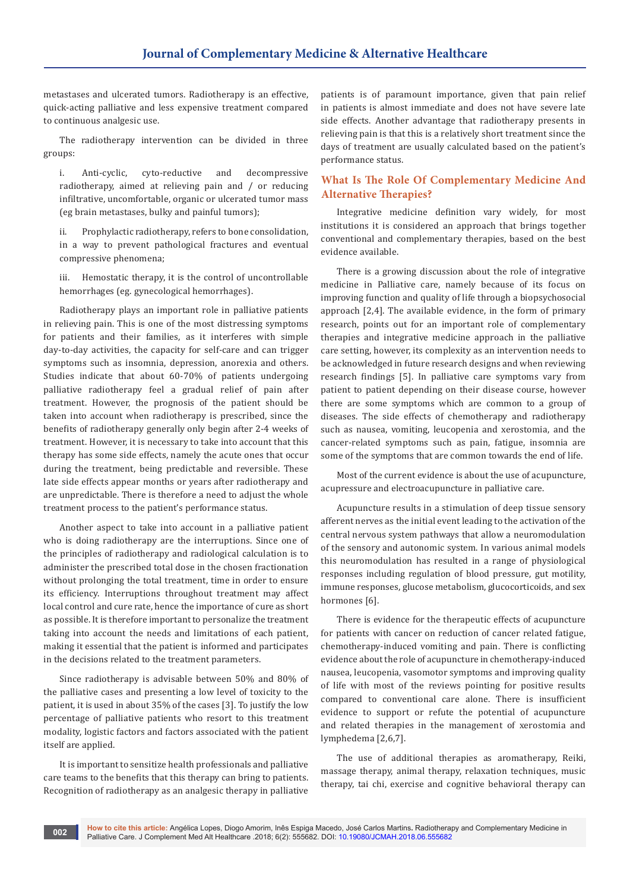metastases and ulcerated tumors. Radiotherapy is an effective, quick-acting palliative and less expensive treatment compared to continuous analgesic use.

The radiotherapy intervention can be divided in three groups:

i. Anti-cyclic, cyto-reductive and decompressive radiotherapy, aimed at relieving pain and / or reducing infiltrative, uncomfortable, organic or ulcerated tumor mass (eg brain metastases, bulky and painful tumors);

ii. Prophylactic radiotherapy, refers to bone consolidation, in a way to prevent pathological fractures and eventual compressive phenomena;

iii. Hemostatic therapy, it is the control of uncontrollable hemorrhages (eg. gynecological hemorrhages).

Radiotherapy plays an important role in palliative patients in relieving pain. This is one of the most distressing symptoms for patients and their families, as it interferes with simple day-to-day activities, the capacity for self-care and can trigger symptoms such as insomnia, depression, anorexia and others. Studies indicate that about 60-70% of patients undergoing palliative radiotherapy feel a gradual relief of pain after treatment. However, the prognosis of the patient should be taken into account when radiotherapy is prescribed, since the benefits of radiotherapy generally only begin after 2-4 weeks of treatment. However, it is necessary to take into account that this therapy has some side effects, namely the acute ones that occur during the treatment, being predictable and reversible. These late side effects appear months or years after radiotherapy and are unpredictable. There is therefore a need to adjust the whole treatment process to the patient's performance status.

Another aspect to take into account in a palliative patient who is doing radiotherapy are the interruptions. Since one of the principles of radiotherapy and radiological calculation is to administer the prescribed total dose in the chosen fractionation without prolonging the total treatment, time in order to ensure its efficiency. Interruptions throughout treatment may affect local control and cure rate, hence the importance of cure as short as possible. It is therefore important to personalize the treatment taking into account the needs and limitations of each patient, making it essential that the patient is informed and participates in the decisions related to the treatment parameters.

Since radiotherapy is advisable between 50% and 80% of the palliative cases and presenting a low level of toxicity to the patient, it is used in about 35% of the cases [3]. To justify the low percentage of palliative patients who resort to this treatment modality, logistic factors and factors associated with the patient itself are applied.

It is important to sensitize health professionals and palliative care teams to the benefits that this therapy can bring to patients. Recognition of radiotherapy as an analgesic therapy in palliative patients is of paramount importance, given that pain relief in patients is almost immediate and does not have severe late side effects. Another advantage that radiotherapy presents in relieving pain is that this is a relatively short treatment since the days of treatment are usually calculated based on the patient's performance status.

## What Is The Role Of Complementary Medicine And Alternative Therapies?

Integrative medicine definition vary widely, for most institutions it is considered an approach that brings together conventional and complementary therapies, based on the best evidence available.

There is a growing discussion about the role of integrative medicine in Palliative care, namely because of its focus on improving function and quality of life through a biopsychosocial approach [2,4]. The available evidence, in the form of primary research, points out for an important role of complementary therapies and integrative medicine approach in the palliative care setting, however, its complexity as an intervention needs to be acknowledged in future research designs and when reviewing research findings [5]. In palliative care symptoms vary from patient to patient depending on their disease course, however there are some symptoms which are common to a group of diseases. The side effects of chemotherapy and radiotherapy such as nausea, vomiting, leucopenia and xerostomia, and the cancer-related symptoms such as pain, fatigue, insomnia are some of the symptoms that are common towards the end of life.

Most of the current evidence is about the use of acupuncture, acupressure and electroacupuncture in palliative care.

Acupuncture results in a stimulation of deep tissue sensory afferent nerves as the initial event leading to the activation of the central nervous system pathways that allow a neuromodulation of the sensory and autonomic system. In various animal models this neuromodulation has resulted in a range of physiological responses including regulation of blood pressure, gut motility, immune responses, glucose metabolism, glucocorticoids, and sex hormones [6].

There is evidence for the therapeutic effects of acupuncture for patients with cancer on reduction of cancer related fatigue, chemotherapy-induced vomiting and pain. There is conflicting evidence about the role of acupuncture in chemotherapy-induced nausea, leucopenia, vasomotor symptoms and improving quality of life with most of the reviews pointing for positive results compared to conventional care alone. There is insufficient evidence to support or refute the potential of acupuncture and related therapies in the management of xerostomia and lymphedema [2,6,7].

The use of additional therapies as aromatherapy, Reiki, massage therapy, animal therapy, relaxation techniques, music therapy, tai chi, exercise and cognitive behavioral therapy can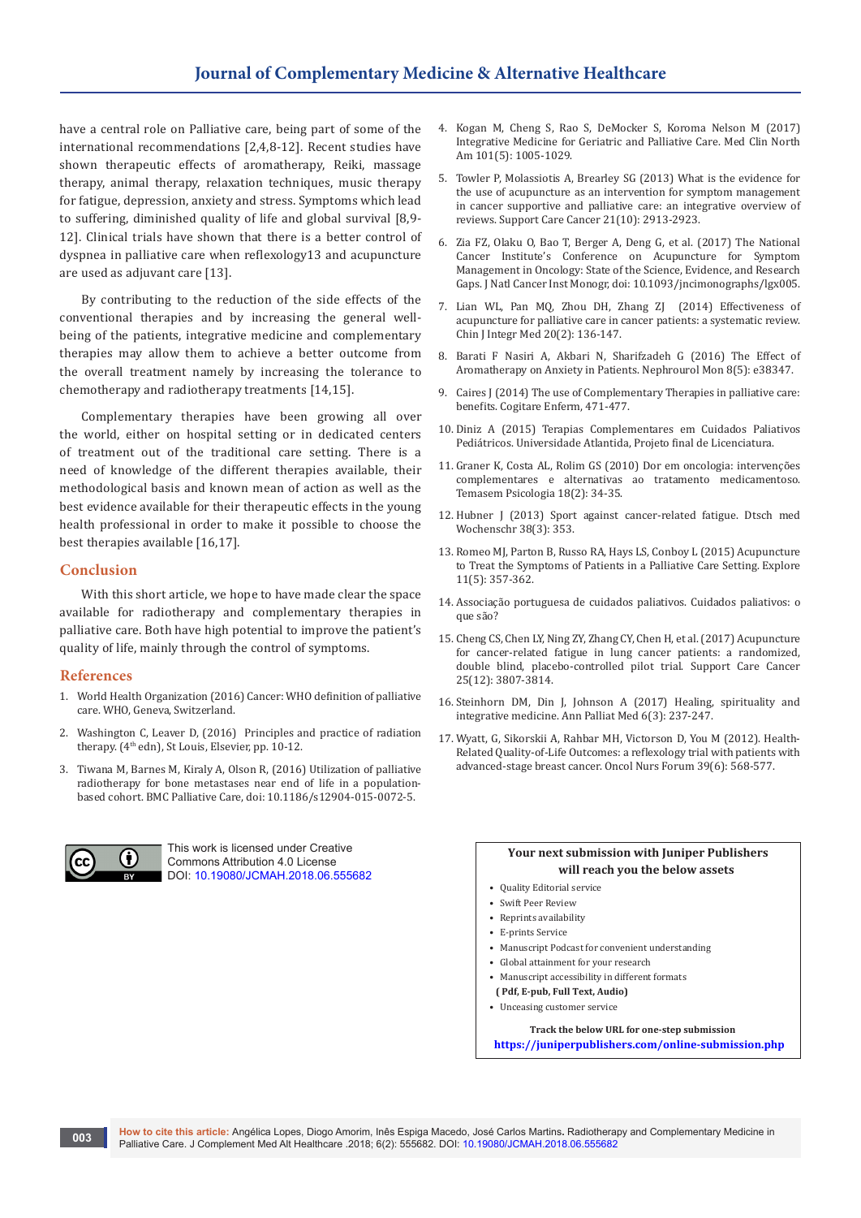have a central role on Palliative care, being part of some of the international recommendations [2,4,8-12]. Recent studies have shown therapeutic effects of aromatherapy, Reiki, massage therapy, animal therapy, relaxation techniques, music therapy for fatigue, depression, anxiety and stress. Symptoms which lead to suffering, diminished quality of life and global survival [8,9-12]. Clinical trials have shown that there is a better control of dyspnea in palliative care when reflexology13 and acupuncture are used as adjuvant care [13].

By contributing to the reduction of the side effects of the conventional therapies and by increasing the general well-being of the patients, integrative medicine and complementary therapies may allow them to achieve a better outcome from the overall treatment namely by increasing the tolerance to chemotherapy and radiotherapy treatments [14,15].

Complementary therapies have been growing all over the world, either on hospital setting or in dedicated centers of treatment out of the traditional care setting. There is a need of knowledge of the different therapies available, their methodological basis and known mean of action as well as the best evidence available for their therapeutic effects in the young health professional in order to make it possible to choose the best therapies available [16,17].

## Conclusion

With this short article, we hope to have made clear the space available for radiotherapy and complementary therapies in palliative care. Both have high potential to improve the patient's quality of life, mainly through the control of symptoms.

## References

1. World Health Organization (2016) Cancer: WHO definition of palliative care. WHO, Geneva, Switzerland.
2. Washington C, Leaver D, (2016) Principles and practice of radiation therapy. (4th edn), St Louis, Elsevier, pp. 10-12.
3. Tiwana M, Barnes M, Kiraly A, Olson R, (2016) Utilization of palliative radiotherapy for bone metastases near end of life in a population-based cohort. BMC Palliative Care, doi: 10.1186/s12904-015-0072-5.
4. Kogan M, Cheng S, Rao S, DeMocker S, Koroma Nelson M (2017) Integrative Medicine for Geriatric and Palliative Care. Med Clin North Am 101(5): 1005-1029.
5. Towler P, Molassiotis A, Brearley SG (2013) What is the evidence for the use of acupuncture as an intervention for symptom management in cancer supportive and palliative care: an integrative overview of reviews. Support Care Cancer 21(10): 2913-2923.
6. Zia FZ, Olaku O, Bao T, Berger A, Deng G, et al. (2017) The National Cancer Institute's Conference on Acupuncture for Symptom Management in Oncology: State of the Science, Evidence, and Research Gaps. J Natl Cancer Inst Monogr, doi: 10.1093/jncimonographs/lgx005.
7. Lian WL, Pan MQ, Zhou DH, Zhang ZJ (2014) Effectiveness of acupuncture for palliative care in cancer patients: a systematic review. Chin J Integr Med 20(2): 136-147.
8. Barati F Nasiri A, Akbari N, Sharifzadeh G (2016) The Effect of Aromatherapy on Anxiety in Patients. Nephrourol Mon 8(5): e38347.
9. Caires J (2014) The use of Complementary Therapies in palliative care: benefits. Cogitare Enferm, 471-477.
10. Diniz A (2015) Terapias Complementares em Cuidados Paliativos Pediátricos. Universidade Atlantida, Projeto final de Licenciatura.
11. Graner K, Costa AL, Rolim GS (2010) Dor em oncologia: intervenções complementares e alternativas ao tratamento medicamentoso. Temasem Psicologia 18(2): 34-35.
12. Hubner J (2013) Sport against cancer-related fatigue. Dtsch med Wochenschr 38(3): 353.
13. Romeo MJ, Parton B, Russo RA, Hays LS, Conboy L (2015) Acupuncture to Treat the Symptoms of Patients in a Palliative Care Setting. Explore 11(5): 357-362.
14. Associação portuguesa de cuidados paliativos. Cuidados paliativos: o que são?
15. Cheng CS, Chen LY, Ning ZY, Zhang CY, Chen H, et al. (2017) Acupuncture for cancer-related fatigue in lung cancer patients: a randomized, double blind, placebo-controlled pilot trial. Support Care Cancer 25(12): 3807-3814.
16. Steinhorn DM, Din J, Johnson A (2017) Healing, spirituality and integrative medicine. Ann Palliat Med 6(3): 237-247.
17. Wyatt, G, Sikorskii A, Rahbar MH, Victorson D, You M (2012). Health-Related Quality-of-Life Outcomes: a reflexology trial with patients with advanced-stage breast cancer. Oncol Nurs Forum 39(6): 568-577.

This work is licensed under Creative Commons Attribution 4.0 License
DOI: 10.19080/JCMAH.2018.06.555682

**Your next submission with Juniper Publishers will reach you the below assets**

- Quality Editorial service
- Swift Peer Review
- Reprints availability
- E-prints Service
- Manuscript Podcast for convenient understanding
- Global attainment for your research
- Manuscript accessibility in different formats
  **( Pdf, E-pub, Full Text, Audio)**
- Unceasing customer service

**Track the below URL for one-step submission**
**https://juniperpublishers.com/online-submission.php**

**How to cite this article:** Angélica Lopes, Diogo Amorim, Inês Espiga Macedo, José Carlos Martins. Radiotherapy and Complementary Medicine in Palliative Care. J Complement Med Alt Healthcare .2018; 6(2): 555682. DOI: 10.19080/JCMAH.2018.06.555682